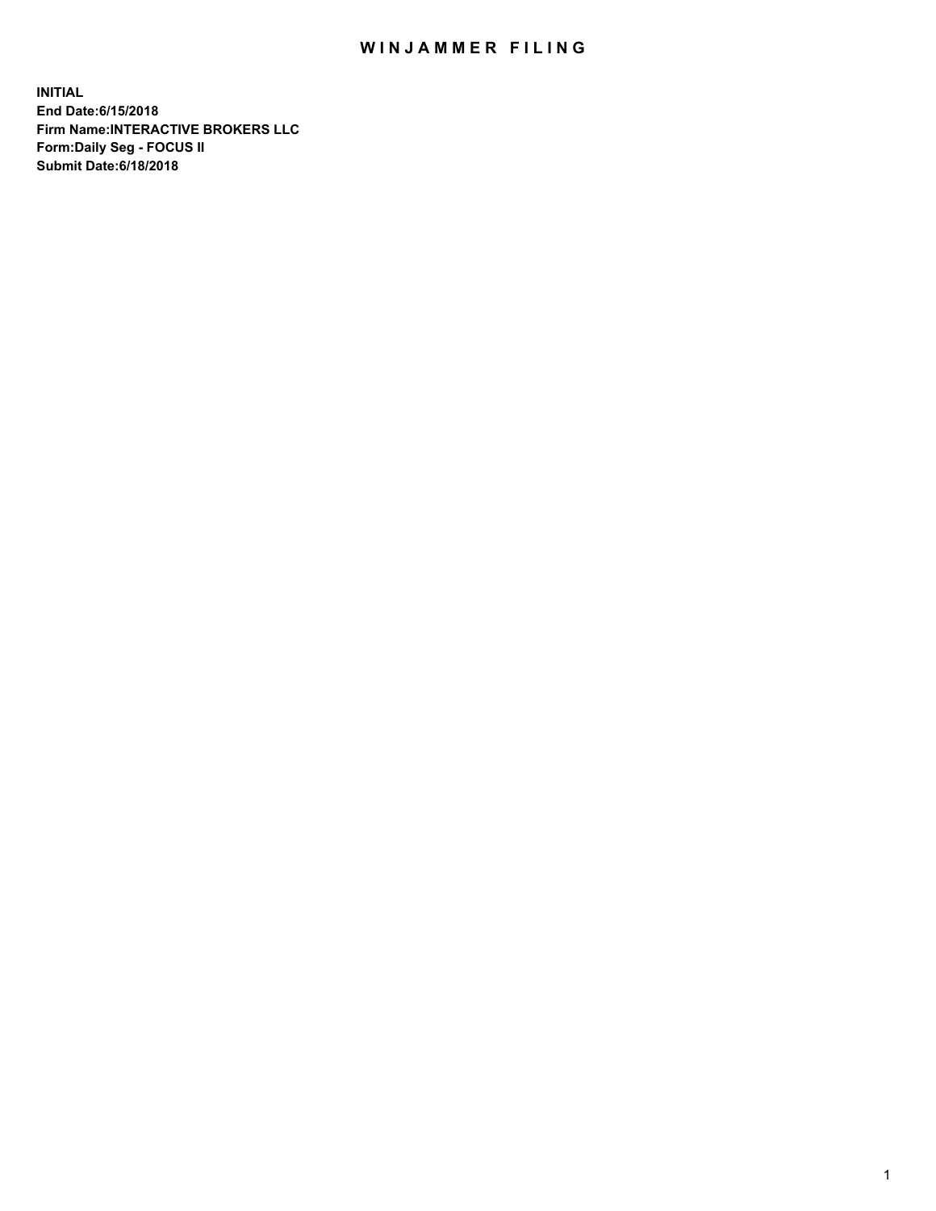# WINJAMMER FILING

**INITIAL**
**End Date:6/15/2018**
**Firm Name:INTERACTIVE BROKERS LLC**
**Form:Daily Seg - FOCUS II**
**Submit Date:6/18/2018**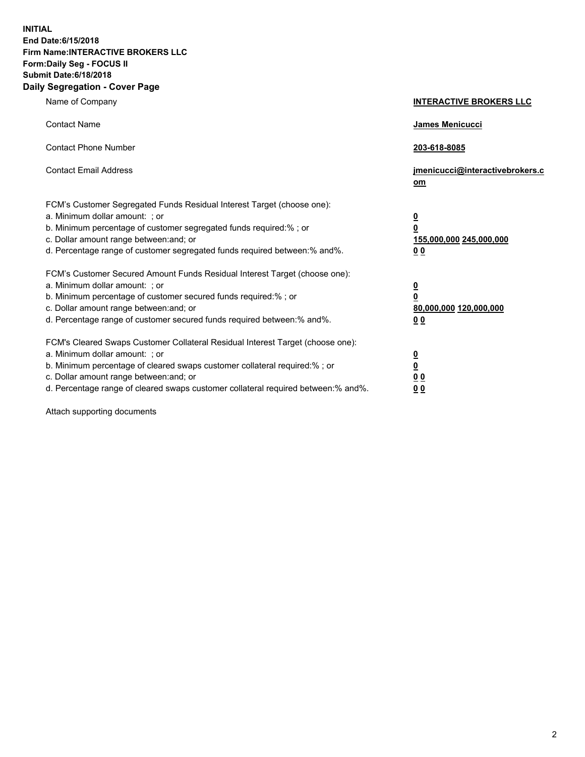**INITIAL**
**End Date:6/15/2018**
**Firm Name:INTERACTIVE BROKERS LLC**
**Form:Daily Seg - FOCUS II**
**Submit Date:6/18/2018**
**Daily Segregation - Cover Page**

| | |
|---|---|
| Name of Company | **INTERACTIVE BROKERS LLC** |
| Contact Name | **James Menicucci** |
| Contact Phone Number | **203-618-8085** |
| Contact Email Address | **jmenicucci@interactivebrokers.com** |
| FCM's Customer Segregated Funds Residual Interest Target (choose one): | |
| a. Minimum dollar amount: ; or | **0** |
| b. Minimum percentage of customer segregated funds required:% ; or | **0** |
| c. Dollar amount range between:and; or | **155,000,000 245,000,000** |
| d. Percentage range of customer segregated funds required between:% and%. | **0 0** |
| FCM's Customer Secured Amount Funds Residual Interest Target (choose one): | |
| a. Minimum dollar amount: ; or | **0** |
| b. Minimum percentage of customer secured funds required:% ; or | **0** |
| c. Dollar amount range between:and; or | **80,000,000 120,000,000** |
| d. Percentage range of customer secured funds required between:% and%. | **0 0** |
| FCM's Cleared Swaps Customer Collateral Residual Interest Target (choose one): | |
| a. Minimum dollar amount: ; or | **0** |
| b. Minimum percentage of cleared swaps customer collateral required:% ; or | **0** |
| c. Dollar amount range between:and; or | **0 0** |
| d. Percentage range of cleared swaps customer collateral required between:% and%. | **0 0** |

Attach supporting documents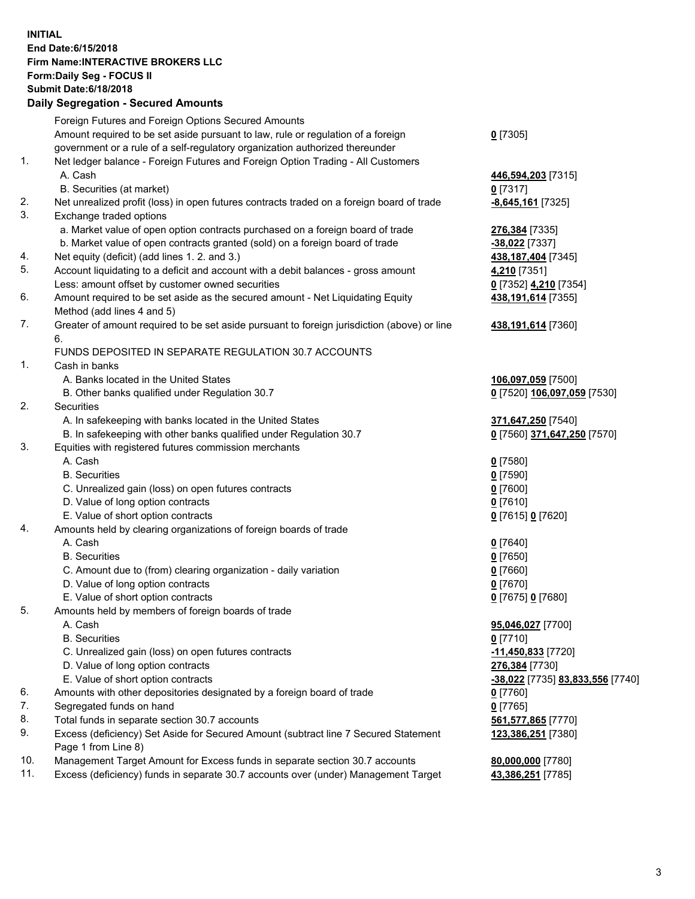**INITIAL**
**End Date:6/15/2018**
**Firm Name:INTERACTIVE BROKERS LLC**
**Form:Daily Seg - FOCUS II**
**Submit Date:6/18/2018**

**Daily Segregation - Secured Amounts**

| | | |
|---|---|---|
| | Foreign Futures and Foreign Options Secured Amounts | |
| | Amount required to be set aside pursuant to law, rule or regulation of a foreign government or a rule of a self-regulatory organization authorized thereunder | **0** [7305] |
| 1. | Net ledger balance - Foreign Futures and Foreign Option Trading - All Customers | |
| | A. Cash | **446,594,203** [7315] |
| | B. Securities (at market) | **0** [7317] |
| 2. | Net unrealized profit (loss) in open futures contracts traded on a foreign board of trade | **-8,645,161** [7325] |
| 3. | Exchange traded options | |
| | a. Market value of open option contracts purchased on a foreign board of trade | **276,384** [7335] |
| | b. Market value of open contracts granted (sold) on a foreign board of trade | **-38,022** [7337] |
| 4. | Net equity (deficit) (add lines 1. 2. and 3.) | **438,187,404** [7345] |
| 5. | Account liquidating to a deficit and account with a debit balances - gross amount | **4,210** [7351] |
| | Less: amount offset by customer owned securities | **0** [7352] **4,210** [7354] |
| 6. | Amount required to be set aside as the secured amount - Net Liquidating Equity Method (add lines 4 and 5) | **438,191,614** [7355] |
| 7. | Greater of amount required to be set aside pursuant to foreign jurisdiction (above) or line 6. | **438,191,614** [7360] |
| | FUNDS DEPOSITED IN SEPARATE REGULATION 30.7 ACCOUNTS | |
| 1. | Cash in banks | |
| | A. Banks located in the United States | **106,097,059** [7500] |
| | B. Other banks qualified under Regulation 30.7 | **0** [7520] **106,097,059** [7530] |
| 2. | Securities | |
| | A. In safekeeping with banks located in the United States | **371,647,250** [7540] |
| | B. In safekeeping with other banks qualified under Regulation 30.7 | **0** [7560] **371,647,250** [7570] |
| 3. | Equities with registered futures commission merchants | |
| | A. Cash | **0** [7580] |
| | B. Securities | **0** [7590] |
| | C. Unrealized gain (loss) on open futures contracts | **0** [7600] |
| | D. Value of long option contracts | **0** [7610] |
| | E. Value of short option contracts | **0** [7615] **0** [7620] |
| 4. | Amounts held by clearing organizations of foreign boards of trade | |
| | A. Cash | **0** [7640] |
| | B. Securities | **0** [7650] |
| | C. Amount due to (from) clearing organization - daily variation | **0** [7660] |
| | D. Value of long option contracts | **0** [7670] |
| | E. Value of short option contracts | **0** [7675] **0** [7680] |
| 5. | Amounts held by members of foreign boards of trade | |
| | A. Cash | **95,046,027** [7700] |
| | B. Securities | **0** [7710] |
| | C. Unrealized gain (loss) on open futures contracts | **-11,450,833** [7720] |
| | D. Value of long option contracts | **276,384** [7730] |
| | E. Value of short option contracts | **-38,022** [7735] **83,833,556** [7740] |
| 6. | Amounts with other depositories designated by a foreign board of trade | **0** [7760] |
| 7. | Segregated funds on hand | **0** [7765] |
| 8. | Total funds in separate section 30.7 accounts | **561,577,865** [7770] |
| 9. | Excess (deficiency) Set Aside for Secured Amount (subtract line 7 Secured Statement Page 1 from Line 8) | **123,386,251** [7380] |
| 10. | Management Target Amount for Excess funds in separate section 30.7 accounts | **80,000,000** [7780] |
| 11. | Excess (deficiency) funds in separate 30.7 accounts over (under) Management Target | **43,386,251** [7785] |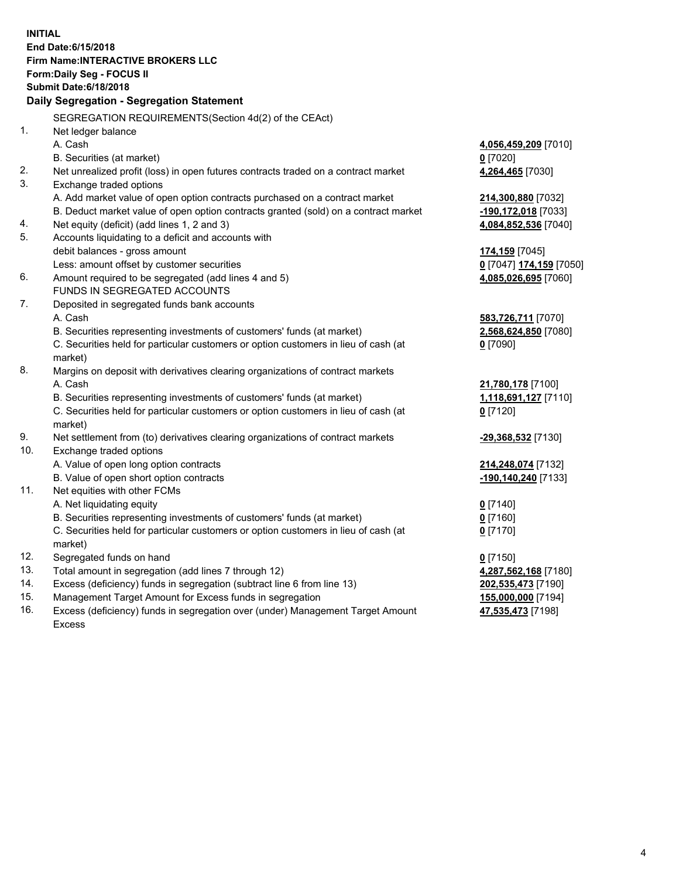**INITIAL**
**End Date:6/15/2018**
**Firm Name:INTERACTIVE BROKERS LLC**
**Form:Daily Seg - FOCUS II**
**Submit Date:6/18/2018**

## Daily Segregation - Segregation Statement

| | | |
|---|---|---|
| | SEGREGATION REQUIREMENTS(Section 4d(2) of the CEAct) | |
| 1. | Net ledger balance | |
| | A. Cash | **4,056,459,209** [7010] |
| | B. Securities (at market) | **0** [7020] |
| 2. | Net unrealized profit (loss) in open futures contracts traded on a contract market | **4,264,465** [7030] |
| 3. | Exchange traded options | |
| | A. Add market value of open option contracts purchased on a contract market | **214,300,880** [7032] |
| | B. Deduct market value of open option contracts granted (sold) on a contract market | **-190,172,018** [7033] |
| 4. | Net equity (deficit) (add lines 1, 2 and 3) | **4,084,852,536** [7040] |
| 5. | Accounts liquidating to a deficit and accounts with | |
| | debit balances - gross amount | **174,159** [7045] |
| | Less: amount offset by customer securities | **0** [7047] **174,159** [7050] |
| 6. | Amount required to be segregated (add lines 4 and 5) | **4,085,026,695** [7060] |
| | FUNDS IN SEGREGATED ACCOUNTS | |
| 7. | Deposited in segregated funds bank accounts | |
| | A. Cash | **583,726,711** [7070] |
| | B. Securities representing investments of customers' funds (at market) | **2,568,624,850** [7080] |
| | C. Securities held for particular customers or option customers in lieu of cash (at market) | **0** [7090] |
| 8. | Margins on deposit with derivatives clearing organizations of contract markets | |
| | A. Cash | **21,780,178** [7100] |
| | B. Securities representing investments of customers' funds (at market) | **1,118,691,127** [7110] |
| | C. Securities held for particular customers or option customers in lieu of cash (at market) | **0** [7120] |
| 9. | Net settlement from (to) derivatives clearing organizations of contract markets | **-29,368,532** [7130] |
| 10. | Exchange traded options | |
| | A. Value of open long option contracts | **214,248,074** [7132] |
| | B. Value of open short option contracts | **-190,140,240** [7133] |
| 11. | Net equities with other FCMs | |
| | A. Net liquidating equity | **0** [7140] |
| | B. Securities representing investments of customers' funds (at market) | **0** [7160] |
| | C. Securities held for particular customers or option customers in lieu of cash (at market) | **0** [7170] |
| 12. | Segregated funds on hand | **0** [7150] |
| 13. | Total amount in segregation (add lines 7 through 12) | **4,287,562,168** [7180] |
| 14. | Excess (deficiency) funds in segregation (subtract line 6 from line 13) | **202,535,473** [7190] |
| 15. | Management Target Amount for Excess funds in segregation | **155,000,000** [7194] |
| 16. | Excess (deficiency) funds in segregation over (under) Management Target Amount Excess | **47,535,473** [7198] |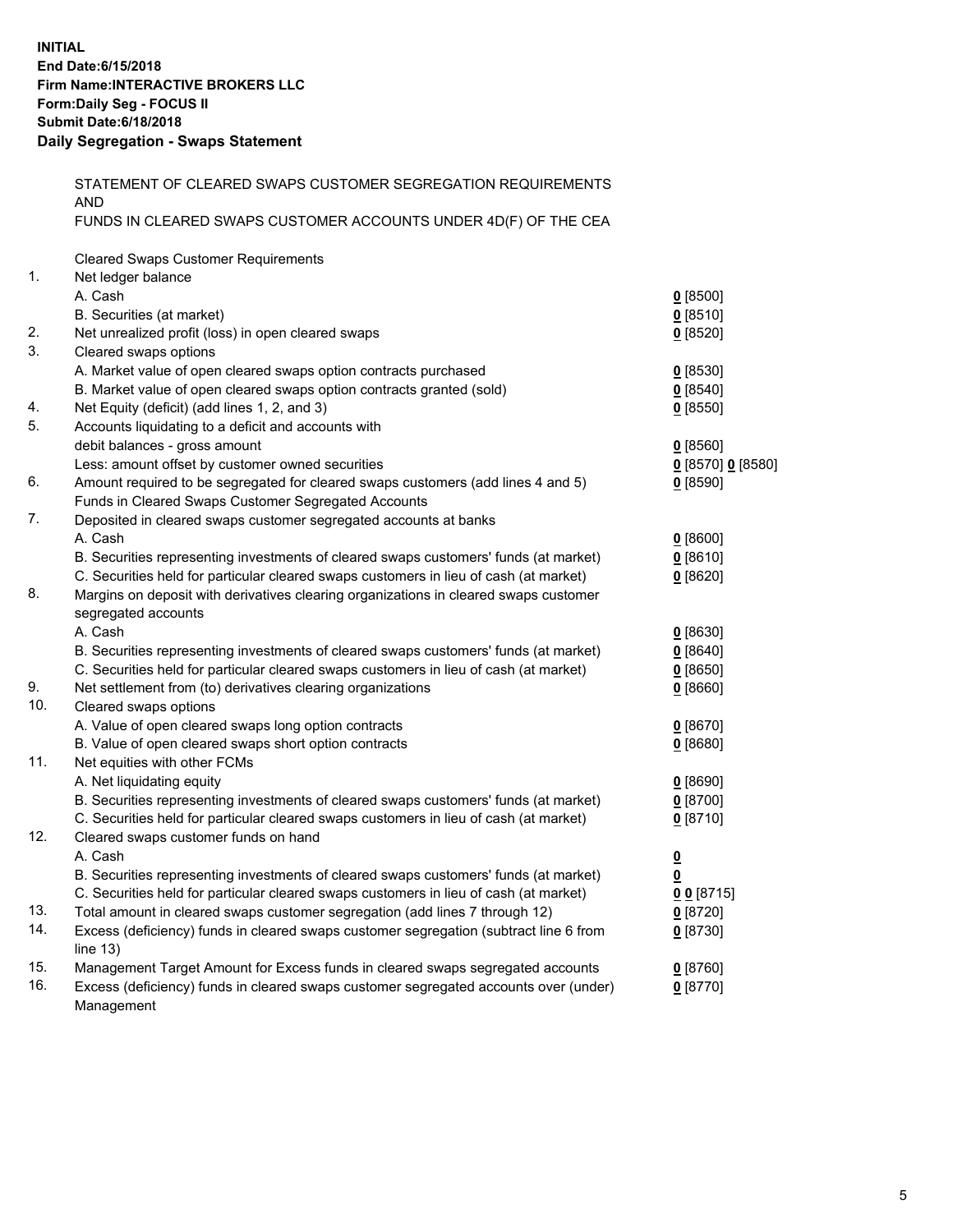**INITIAL**
**End Date:6/15/2018**
**Firm Name:INTERACTIVE BROKERS LLC**
**Form:Daily Seg - FOCUS II**
**Submit Date:6/18/2018**
**Daily Segregation - Swaps Statement**

STATEMENT OF CLEARED SWAPS CUSTOMER SEGREGATION REQUIREMENTS
AND
FUNDS IN CLEARED SWAPS CUSTOMER ACCOUNTS UNDER 4D(F) OF THE CEA

| | | |
|---|---|---|
| | Cleared Swaps Customer Requirements | |
| 1. | Net ledger balance | |
| | A. Cash | 0 [8500] |
| | B. Securities (at market) | 0 [8510] |
| 2. | Net unrealized profit (loss) in open cleared swaps | 0 [8520] |
| 3. | Cleared swaps options | |
| | A. Market value of open cleared swaps option contracts purchased | 0 [8530] |
| | B. Market value of open cleared swaps option contracts granted (sold) | 0 [8540] |
| 4. | Net Equity (deficit) (add lines 1, 2, and 3) | 0 [8550] |
| 5. | Accounts liquidating to a deficit and accounts with | |
| | debit balances - gross amount | 0 [8560] |
| | Less: amount offset by customer owned securities | 0 [8570] 0 [8580] |
| 6. | Amount required to be segregated for cleared swaps customers (add lines 4 and 5) | 0 [8590] |
| | Funds in Cleared Swaps Customer Segregated Accounts | |
| 7. | Deposited in cleared swaps customer segregated accounts at banks | |
| | A. Cash | 0 [8600] |
| | B. Securities representing investments of cleared swaps customers' funds (at market) | 0 [8610] |
| | C. Securities held for particular cleared swaps customers in lieu of cash (at market) | 0 [8620] |
| 8. | Margins on deposit with derivatives clearing organizations in cleared swaps customer segregated accounts | |
| | A. Cash | 0 [8630] |
| | B. Securities representing investments of cleared swaps customers' funds (at market) | 0 [8640] |
| | C. Securities held for particular cleared swaps customers in lieu of cash (at market) | 0 [8650] |
| 9. | Net settlement from (to) derivatives clearing organizations | 0 [8660] |
| 10. | Cleared swaps options | |
| | A. Value of open cleared swaps long option contracts | 0 [8670] |
| | B. Value of open cleared swaps short option contracts | 0 [8680] |
| 11. | Net equities with other FCMs | |
| | A. Net liquidating equity | 0 [8690] |
| | B. Securities representing investments of cleared swaps customers' funds (at market) | 0 [8700] |
| | C. Securities held for particular cleared swaps customers in lieu of cash (at market) | 0 [8710] |
| 12. | Cleared swaps customer funds on hand | |
| | A. Cash | 0 |
| | B. Securities representing investments of cleared swaps customers' funds (at market) | 0 |
| | C. Securities held for particular cleared swaps customers in lieu of cash (at market) | 0 0 [8715] |
| 13. | Total amount in cleared swaps customer segregation (add lines 7 through 12) | 0 [8720] |
| 14. | Excess (deficiency) funds in cleared swaps customer segregation (subtract line 6 from line 13) | 0 [8730] |
| 15. | Management Target Amount for Excess funds in cleared swaps segregated accounts | 0 [8760] |
| 16. | Excess (deficiency) funds in cleared swaps customer segregated accounts over (under) Management | 0 [8770] |